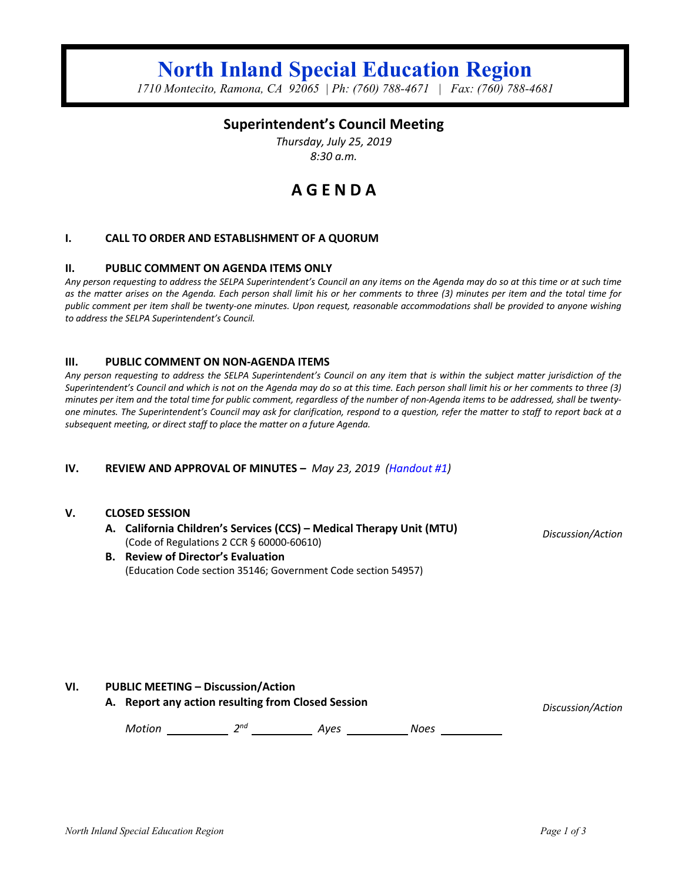# North Inland Special Education Region

*1710 Montecito, Ramona, CA 92065 | Ph: (760) 788-4671 | Fax: (760) 788-4681*

## Superintendent's Council Meeting

*Thursday, July 25, 2019*
*8:30 a.m.*

# A G E N D A

### I. CALL TO ORDER AND ESTABLISHMENT OF A QUORUM

### II. PUBLIC COMMENT ON AGENDA ITEMS ONLY

*Any person requesting to address the SELPA Superintendent's Council an any items on the Agenda may do so at this time or at such time as the matter arises on the Agenda. Each person shall limit his or her comments to three (3) minutes per item and the total time for public comment per item shall be twenty-one minutes. Upon request, reasonable accommodations shall be provided to anyone wishing to address the SELPA Superintendent's Council.*

### III. PUBLIC COMMENT ON NON-AGENDA ITEMS

*Any person requesting to address the SELPA Superintendent's Council on any item that is within the subject matter jurisdiction of the Superintendent's Council and which is not on the Agenda may do so at this time. Each person shall limit his or her comments to three (3) minutes per item and the total time for public comment, regardless of the number of non-Agenda items to be addressed, shall be twenty-one minutes. The Superintendent's Council may ask for clarification, respond to a question, refer the matter to staff to report back at a subsequent meeting, or direct staff to place the matter on a future Agenda.*

### IV. REVIEW AND APPROVAL OF MINUTES – *May 23, 2019 (Handout #1)*

### V. CLOSED SESSION

*Discussion/Action*

- **A. California Children's Services (CCS) – Medical Therapy Unit (MTU)**
  (Code of Regulations 2 CCR § 60000-60610)
- **B. Review of Director's Evaluation**
  (Education Code section 35146; Government Code section 54957)

### VI. PUBLIC MEETING – Discussion/Action

- **A. Report any action resulting from Closed Session** — *Discussion/Action*

  *Motion* ________ *2nd* ________ *Ayes* ________ *Noes* ________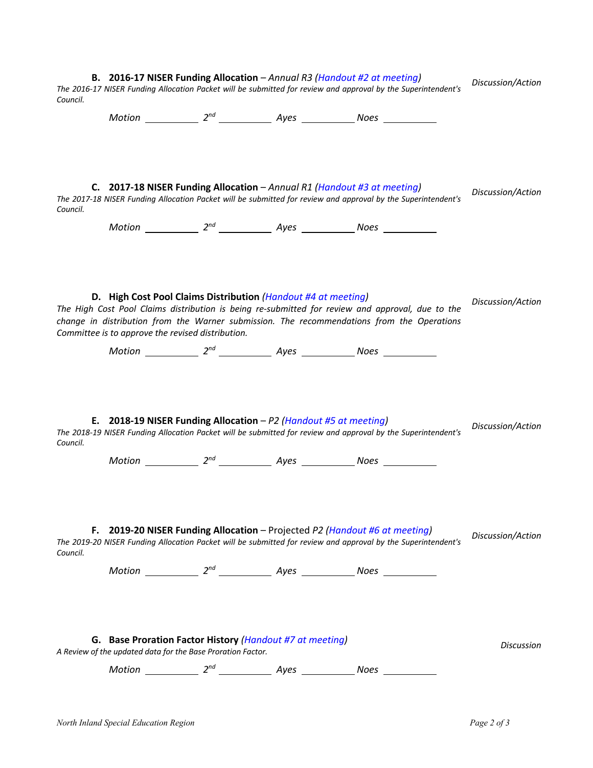**B. 2016-17 NISER Funding Allocation** – *Annual R3 (Handout #2 at meeting)* — *Discussion/Action*

*The 2016-17 NISER Funding Allocation Packet will be submitted for review and approval by the Superintendent's Council.*

*Motion* \_\_\_\_\_\_\_\_\_\_ *2nd* \_\_\_\_\_\_\_\_\_\_ *Ayes* \_\_\_\_\_\_\_\_\_\_ *Noes* \_\_\_\_\_\_\_\_\_\_

**C. 2017-18 NISER Funding Allocation** – *Annual R1 (Handout #3 at meeting)* — *Discussion/Action*

*The 2017-18 NISER Funding Allocation Packet will be submitted for review and approval by the Superintendent's Council.*

*Motion* \_\_\_\_\_\_\_\_\_\_ *2nd* \_\_\_\_\_\_\_\_\_\_ *Ayes* \_\_\_\_\_\_\_\_\_\_ *Noes* \_\_\_\_\_\_\_\_\_\_

**D. High Cost Pool Claims Distribution** *(Handout #4 at meeting)* — *Discussion/Action*

*The High Cost Pool Claims distribution is being re-submitted for review and approval, due to the change in distribution from the Warner submission. The recommendations from the Operations Committee is to approve the revised distribution.*

*Motion* \_\_\_\_\_\_\_\_\_\_ *2nd* \_\_\_\_\_\_\_\_\_\_ *Ayes* \_\_\_\_\_\_\_\_\_\_ *Noes* \_\_\_\_\_\_\_\_\_\_

**E. 2018-19 NISER Funding Allocation** – *P2 (Handout #5 at meeting)* — *Discussion/Action*

*The 2018-19 NISER Funding Allocation Packet will be submitted for review and approval by the Superintendent's Council.*

*Motion* \_\_\_\_\_\_\_\_\_\_ *2nd* \_\_\_\_\_\_\_\_\_\_ *Ayes* \_\_\_\_\_\_\_\_\_\_ *Noes* \_\_\_\_\_\_\_\_\_\_

**F. 2019-20 NISER Funding Allocation** – Projected *P2 (Handout #6 at meeting)* — *Discussion/Action*

*The 2019-20 NISER Funding Allocation Packet will be submitted for review and approval by the Superintendent's Council.*

*Motion* \_\_\_\_\_\_\_\_\_\_ *2nd* \_\_\_\_\_\_\_\_\_\_ *Ayes* \_\_\_\_\_\_\_\_\_\_ *Noes* \_\_\_\_\_\_\_\_\_\_

**G. Base Proration Factor History** *(Handout #7 at meeting)* — *Discussion*

*A Review of the updated data for the Base Proration Factor.*

*Motion* \_\_\_\_\_\_\_\_\_\_ *2nd* \_\_\_\_\_\_\_\_\_\_ *Ayes* \_\_\_\_\_\_\_\_\_\_ *Noes* \_\_\_\_\_\_\_\_\_\_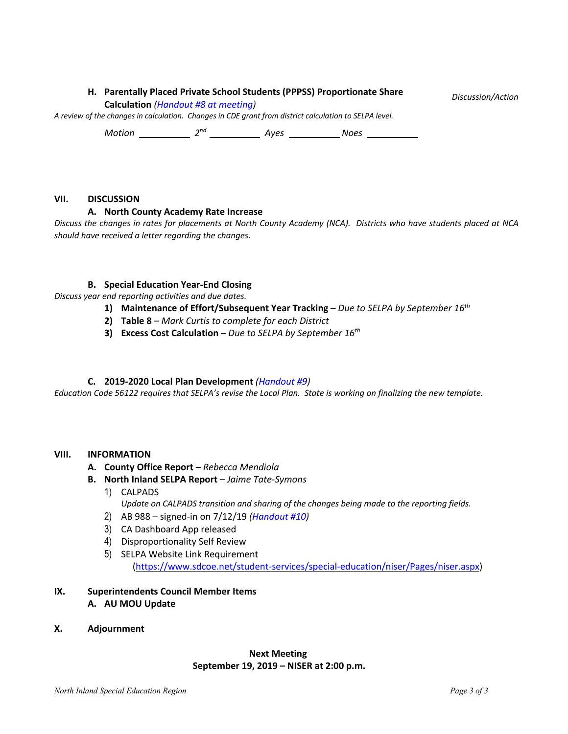**H. Parentally Placed Private School Students (PPPSS) Proportionate Share Calculation** *(Handout #8 at meeting)* *Discussion/Action*

*A review of the changes in calculation. Changes in CDE grant from district calculation to SELPA level.*

*Motion* \_\_\_\_\_\_\_\_\_\_ *2nd* \_\_\_\_\_\_\_\_\_\_ *Ayes* \_\_\_\_\_\_\_\_\_\_ *Noes* \_\_\_\_\_\_\_\_\_\_

## VII. DISCUSSION

**A. North County Academy Rate Increase**

*Discuss the changes in rates for placements at North County Academy (NCA). Districts who have students placed at NCA should have received a letter regarding the changes.*

**B. Special Education Year-End Closing**

*Discuss year end reporting activities and due dates.*

1) **Maintenance of Effort/Subsequent Year Tracking** – *Due to SELPA by September 16th*
2) **Table 8** – *Mark Curtis to complete for each District*
3) **Excess Cost Calculation** – *Due to SELPA by September 16th*

**C. 2019-2020 Local Plan Development** *(Handout #9)*

*Education Code 56122 requires that SELPA's revise the Local Plan. State is working on finalizing the new template.*

## VIII. INFORMATION

**A. County Office Report** – *Rebecca Mendiola*

**B. North Inland SELPA Report** – *Jaime Tate-Symons*

1) CALPADS
   *Update on CALPADS transition and sharing of the changes being made to the reporting fields.*
2) AB 988 – signed-in on 7/12/19 *(Handout #10)*
3) CA Dashboard App released
4) Disproportionality Self Review
5) SELPA Website Link Requirement
   (https://www.sdcoe.net/student-services/special-education/niser/Pages/niser.aspx)

## IX. Superintendents Council Member Items

**A. AU MOU Update**

## X. Adjournment

**Next Meeting**
**September 19, 2019 – NISER at 2:00 p.m.**